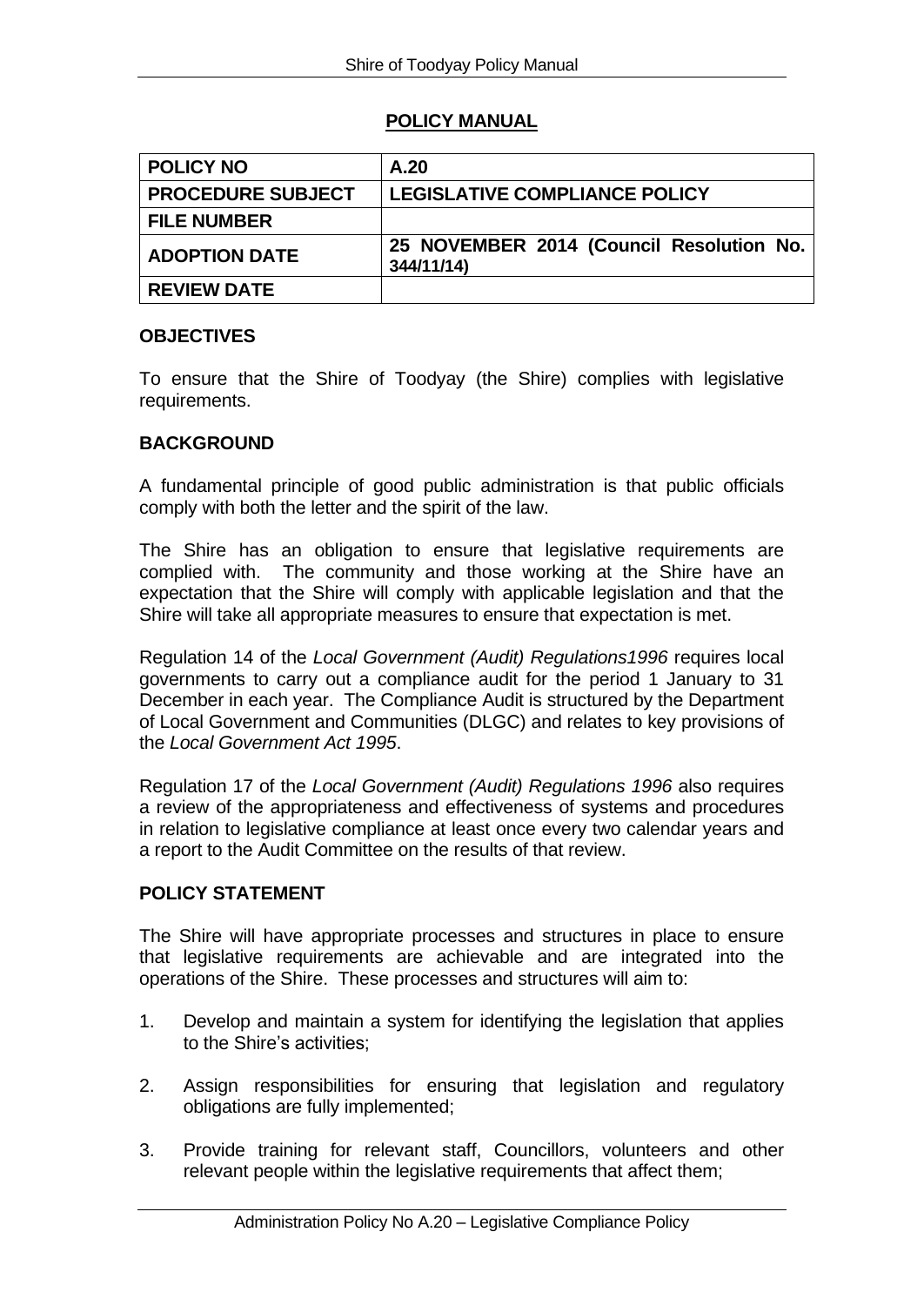## POLICY MANUAL

| POLICY NO | A.20 |
|---|---|
| PROCEDURE SUBJECT | LEGISLATIVE COMPLIANCE POLICY |
| FILE NUMBER | |
| ADOPTION DATE | 25 NOVEMBER 2014 (Council Resolution No. 344/11/14) |
| REVIEW DATE | |

### OBJECTIVES

To ensure that the Shire of Toodyay (the Shire) complies with legislative requirements.

### BACKGROUND

A fundamental principle of good public administration is that public officials comply with both the letter and the spirit of the law.

The Shire has an obligation to ensure that legislative requirements are complied with. The community and those working at the Shire have an expectation that the Shire will comply with applicable legislation and that the Shire will take all appropriate measures to ensure that expectation is met.

Regulation 14 of the *Local Government (Audit) Regulations1996* requires local governments to carry out a compliance audit for the period 1 January to 31 December in each year. The Compliance Audit is structured by the Department of Local Government and Communities (DLGC) and relates to key provisions of the *Local Government Act 1995*.

Regulation 17 of the *Local Government (Audit) Regulations 1996* also requires a review of the appropriateness and effectiveness of systems and procedures in relation to legislative compliance at least once every two calendar years and a report to the Audit Committee on the results of that review.

### POLICY STATEMENT

The Shire will have appropriate processes and structures in place to ensure that legislative requirements are achievable and are integrated into the operations of the Shire. These processes and structures will aim to:

1. Develop and maintain a system for identifying the legislation that applies to the Shire's activities;

2. Assign responsibilities for ensuring that legislation and regulatory obligations are fully implemented;

3. Provide training for relevant staff, Councillors, volunteers and other relevant people within the legislative requirements that affect them;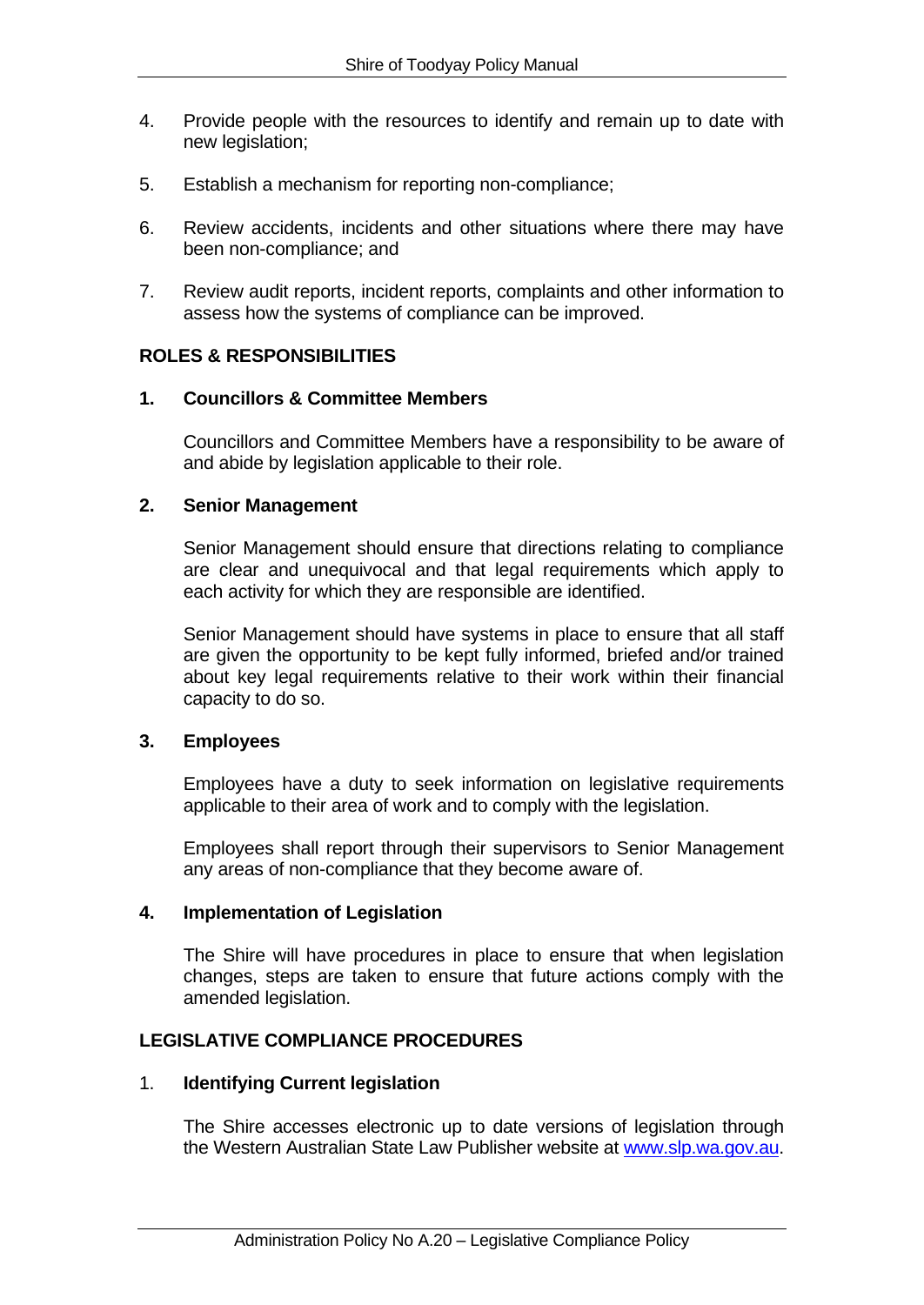4. Provide people with the resources to identify and remain up to date with new legislation;

5. Establish a mechanism for reporting non-compliance;

6. Review accidents, incidents and other situations where there may have been non-compliance; and

7. Review audit reports, incident reports, complaints and other information to assess how the systems of compliance can be improved.

## ROLES & RESPONSIBILITIES

### 1. Councillors & Committee Members

Councillors and Committee Members have a responsibility to be aware of and abide by legislation applicable to their role.

### 2. Senior Management

Senior Management should ensure that directions relating to compliance are clear and unequivocal and that legal requirements which apply to each activity for which they are responsible are identified.

Senior Management should have systems in place to ensure that all staff are given the opportunity to be kept fully informed, briefed and/or trained about key legal requirements relative to their work within their financial capacity to do so.

### 3. Employees

Employees have a duty to seek information on legislative requirements applicable to their area of work and to comply with the legislation.

Employees shall report through their supervisors to Senior Management any areas of non-compliance that they become aware of.

### 4. Implementation of Legislation

The Shire will have procedures in place to ensure that when legislation changes, steps are taken to ensure that future actions comply with the amended legislation.

## LEGISLATIVE COMPLIANCE PROCEDURES

### 1. Identifying Current legislation

The Shire accesses electronic up to date versions of legislation through the Western Australian State Law Publisher website at [www.slp.wa.gov.au](www.slp.wa.gov.au).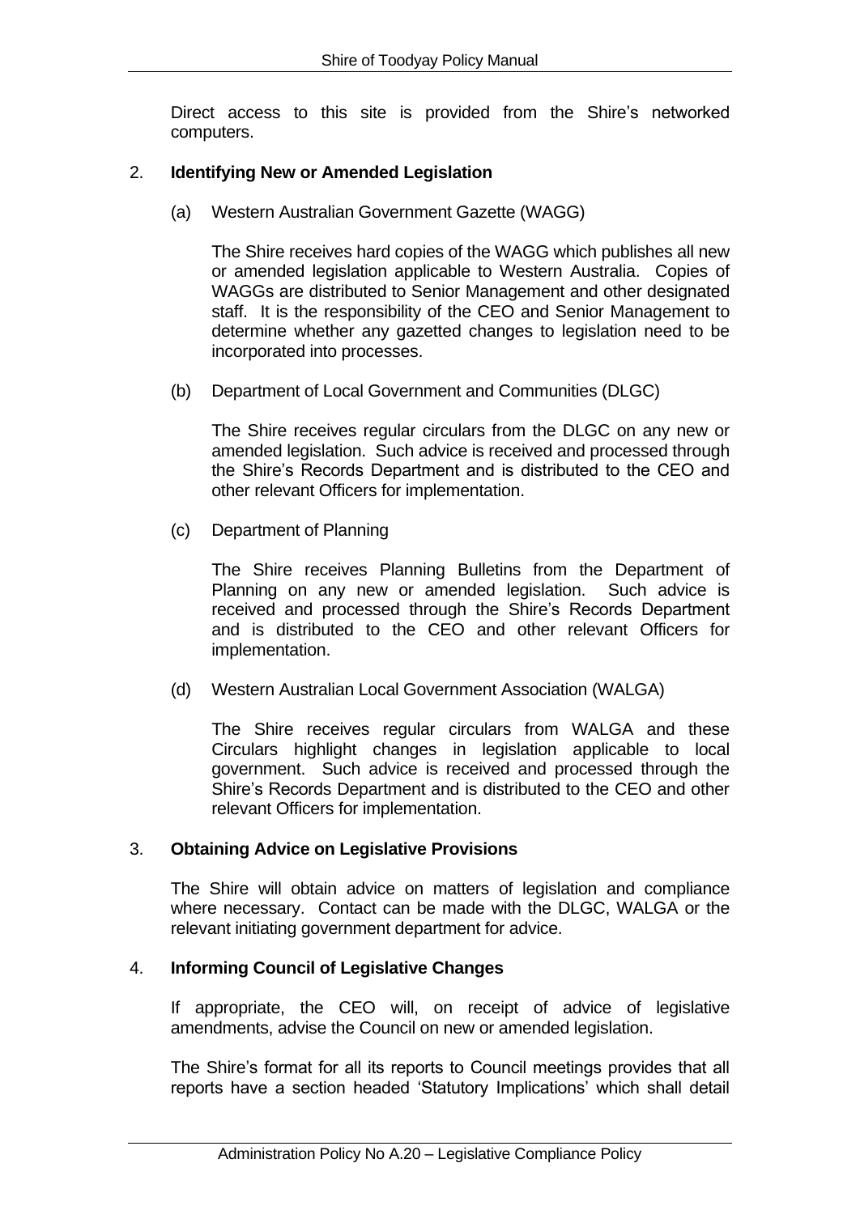Direct access to this site is provided from the Shire's networked computers.

2. **Identifying New or Amended Legislation**

   (a) Western Australian Government Gazette (WAGG)

   The Shire receives hard copies of the WAGG which publishes all new or amended legislation applicable to Western Australia. Copies of WAGGs are distributed to Senior Management and other designated staff. It is the responsibility of the CEO and Senior Management to determine whether any gazetted changes to legislation need to be incorporated into processes.

   (b) Department of Local Government and Communities (DLGC)

   The Shire receives regular circulars from the DLGC on any new or amended legislation. Such advice is received and processed through the Shire's Records Department and is distributed to the CEO and other relevant Officers for implementation.

   (c) Department of Planning

   The Shire receives Planning Bulletins from the Department of Planning on any new or amended legislation. Such advice is received and processed through the Shire's Records Department and is distributed to the CEO and other relevant Officers for implementation.

   (d) Western Australian Local Government Association (WALGA)

   The Shire receives regular circulars from WALGA and these Circulars highlight changes in legislation applicable to local government. Such advice is received and processed through the Shire's Records Department and is distributed to the CEO and other relevant Officers for implementation.

3. **Obtaining Advice on Legislative Provisions**

   The Shire will obtain advice on matters of legislation and compliance where necessary. Contact can be made with the DLGC, WALGA or the relevant initiating government department for advice.

4. **Informing Council of Legislative Changes**

   If appropriate, the CEO will, on receipt of advice of legislative amendments, advise the Council on new or amended legislation.

   The Shire's format for all its reports to Council meetings provides that all reports have a section headed 'Statutory Implications' which shall detail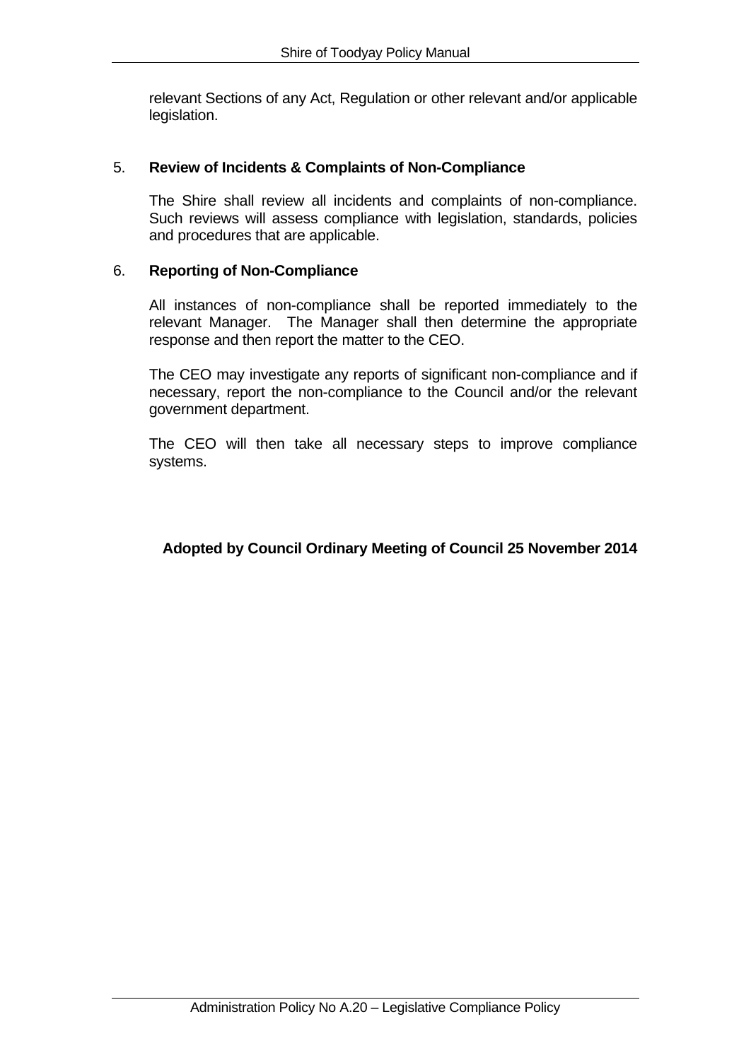relevant Sections of any Act, Regulation or other relevant and/or applicable legislation.

## 5. Review of Incidents & Complaints of Non-Compliance

The Shire shall review all incidents and complaints of non-compliance. Such reviews will assess compliance with legislation, standards, policies and procedures that are applicable.

## 6. Reporting of Non-Compliance

All instances of non-compliance shall be reported immediately to the relevant Manager. The Manager shall then determine the appropriate response and then report the matter to the CEO.

The CEO may investigate any reports of significant non-compliance and if necessary, report the non-compliance to the Council and/or the relevant government department.

The CEO will then take all necessary steps to improve compliance systems.

**Adopted by Council Ordinary Meeting of Council 25 November 2014**